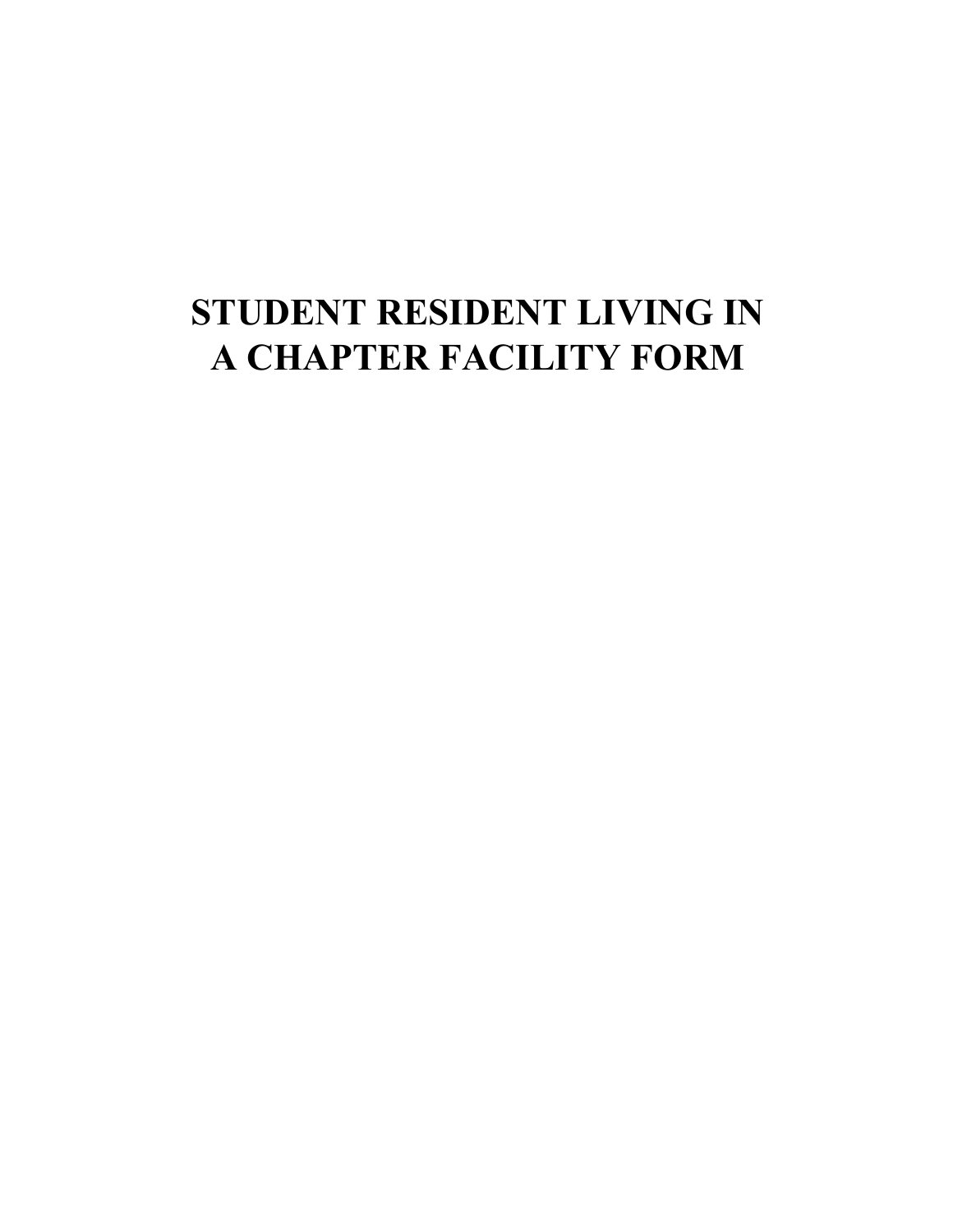# STUDENT RESIDENT LIVING IN A CHAPTER FACILITY FORM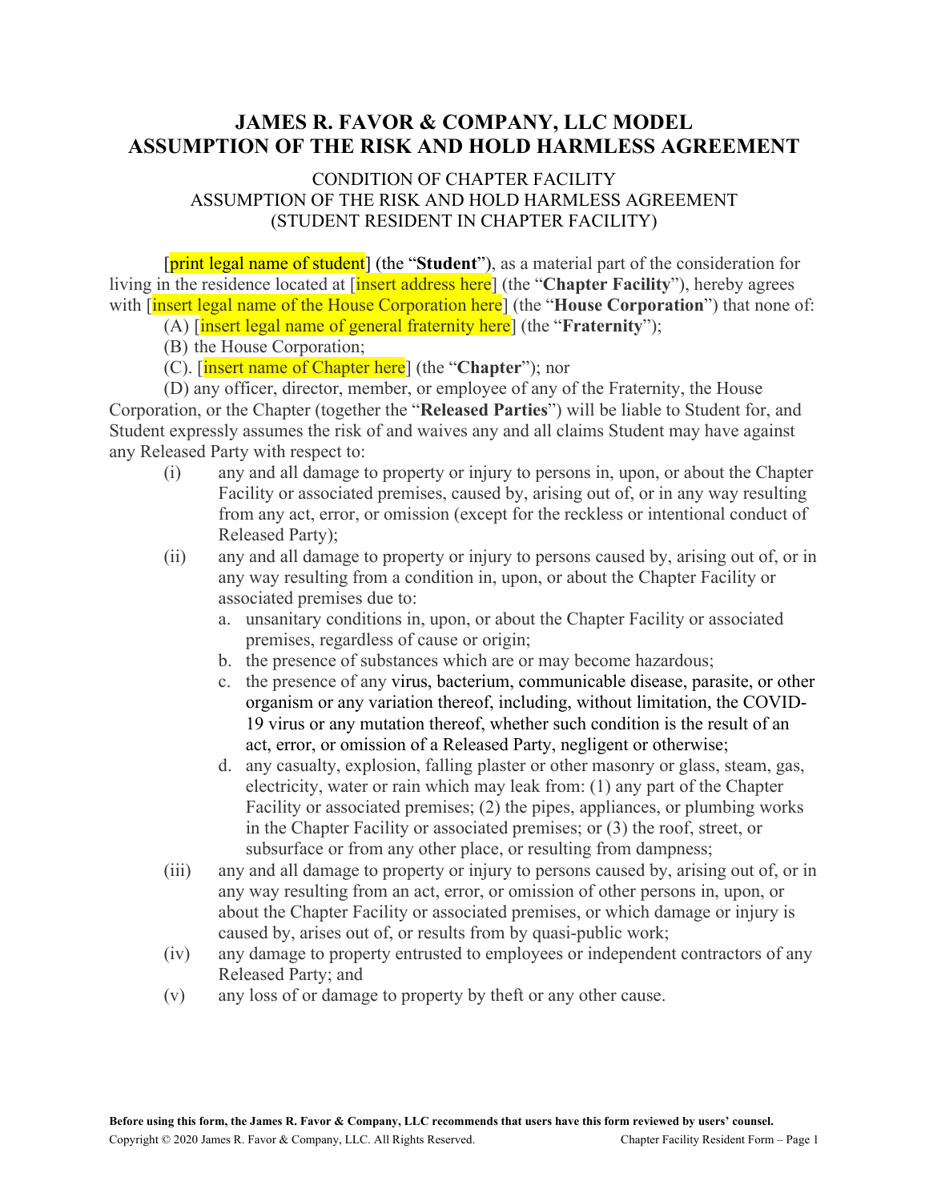# JAMES R. FAVOR & COMPANY, LLC MODEL ASSUMPTION OF THE RISK AND HOLD HARMLESS AGREEMENT

CONDITION OF CHAPTER FACILITY
ASSUMPTION OF THE RISK AND HOLD HARMLESS AGREEMENT
(STUDENT RESIDENT IN CHAPTER FACILITY)

[print legal name of student] (the "**Student**"), as a material part of the consideration for living in the residence located at [insert address here] (the "**Chapter Facility**"), hereby agrees with [insert legal name of the House Corporation here] (the "**House Corporation**") that none of:

(A) [insert legal name of general fraternity here] (the "**Fraternity**");

(B) the House Corporation;

(C). [insert name of Chapter here] (the "**Chapter**"); nor

(D) any officer, director, member, or employee of any of the Fraternity, the House Corporation, or the Chapter (together the "**Released Parties**") will be liable to Student for, and Student expressly assumes the risk of and waives any and all claims Student may have against any Released Party with respect to:

(i) any and all damage to property or injury to persons in, upon, or about the Chapter Facility or associated premises, caused by, arising out of, or in any way resulting from any act, error, or omission (except for the reckless or intentional conduct of Released Party);

(ii) any and all damage to property or injury to persons caused by, arising out of, or in any way resulting from a condition in, upon, or about the Chapter Facility or associated premises due to:

a. unsanitary conditions in, upon, or about the Chapter Facility or associated premises, regardless of cause or origin;

b. the presence of substances which are or may become hazardous;

c. the presence of any virus, bacterium, communicable disease, parasite, or other organism or any variation thereof, including, without limitation, the COVID-19 virus or any mutation thereof, whether such condition is the result of an act, error, or omission of a Released Party, negligent or otherwise;

d. any casualty, explosion, falling plaster or other masonry or glass, steam, gas, electricity, water or rain which may leak from: (1) any part of the Chapter Facility or associated premises; (2) the pipes, appliances, or plumbing works in the Chapter Facility or associated premises; or (3) the roof, street, or subsurface or from any other place, or resulting from dampness;

(iii) any and all damage to property or injury to persons caused by, arising out of, or in any way resulting from an act, error, or omission of other persons in, upon, or about the Chapter Facility or associated premises, or which damage or injury is caused by, arises out of, or results from by quasi-public work;

(iv) any damage to property entrusted to employees or independent contractors of any Released Party; and

(v) any loss of or damage to property by theft or any other cause.

**Before using this form, the James R. Favor & Company, LLC recommends that users have this form reviewed by users' counsel.**

Copyright © 2020 James R. Favor & Company, LLC. All Rights Reserved.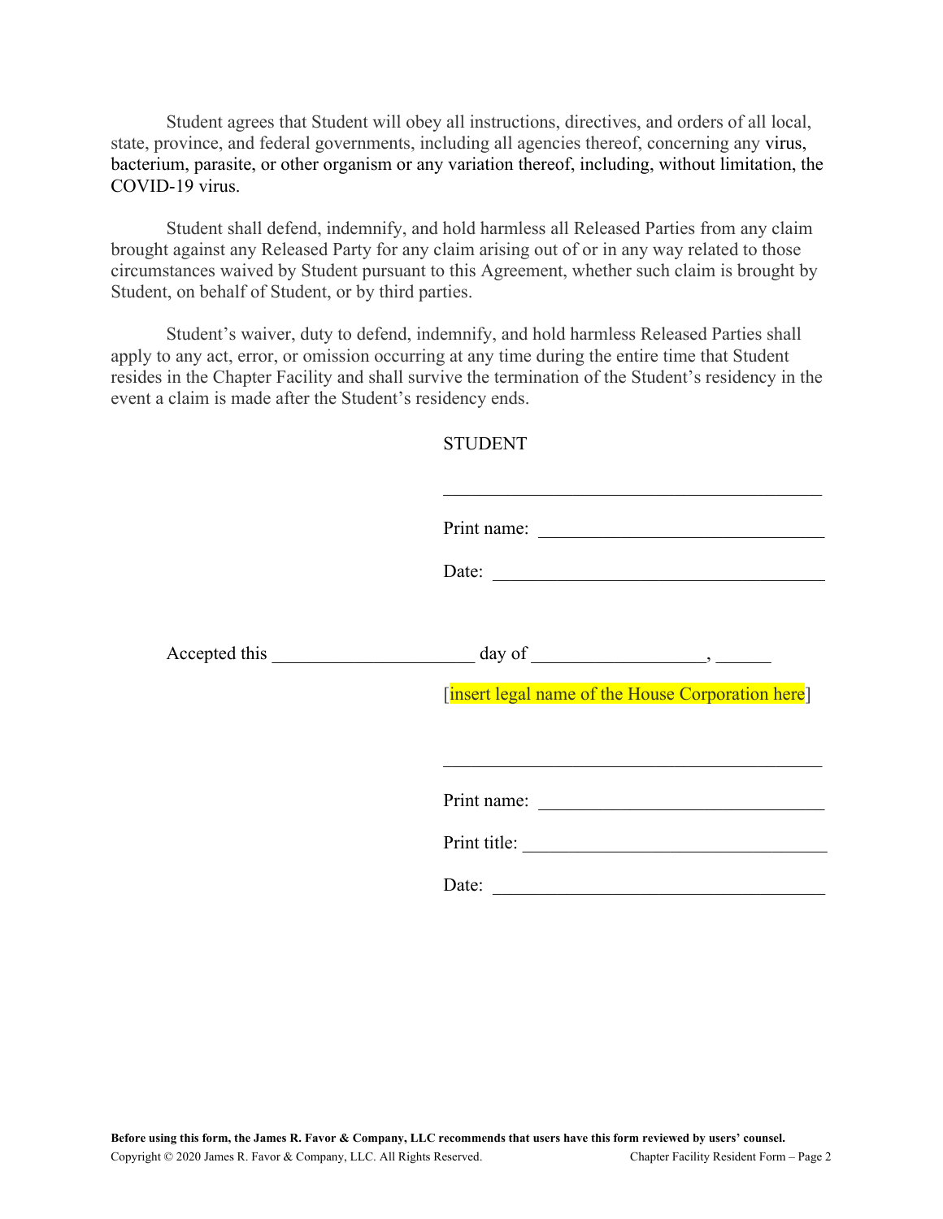Student agrees that Student will obey all instructions, directives, and orders of all local, state, province, and federal governments, including all agencies thereof, concerning any virus, bacterium, parasite, or other organism or any variation thereof, including, without limitation, the COVID-19 virus.

Student shall defend, indemnify, and hold harmless all Released Parties from any claim brought against any Released Party for any claim arising out of or in any way related to those circumstances waived by Student pursuant to this Agreement, whether such claim is brought by Student, on behalf of Student, or by third parties.

Student's waiver, duty to defend, indemnify, and hold harmless Released Parties shall apply to any act, error, or omission occurring at any time during the entire time that Student resides in the Chapter Facility and shall survive the termination of the Student's residency in the event a claim is made after the Student's residency ends.

STUDENT

\_\_\_\_\_\_\_\_\_\_\_\_\_\_\_\_\_\_\_\_\_\_\_\_\_\_\_\_\_\_\_\_\_\_\_\_\_\_\_\_

Print name: \_\_\_\_\_\_\_\_\_\_\_\_\_\_\_\_\_\_\_\_\_\_\_\_\_\_\_\_\_\_

Date: \_\_\_\_\_\_\_\_\_\_\_\_\_\_\_\_\_\_\_\_\_\_\_\_\_\_\_\_\_\_\_\_\_\_\_

Accepted this \_\_\_\_\_\_\_\_\_\_\_\_\_\_\_\_\_\_\_\_\_ day of \_\_\_\_\_\_\_\_\_\_\_\_\_\_\_\_\_\_, \_\_\_\_\_\_

[insert legal name of the House Corporation here]

\_\_\_\_\_\_\_\_\_\_\_\_\_\_\_\_\_\_\_\_\_\_\_\_\_\_\_\_\_\_\_\_\_\_\_\_\_\_\_\_

Print name: \_\_\_\_\_\_\_\_\_\_\_\_\_\_\_\_\_\_\_\_\_\_\_\_\_\_\_\_\_\_

Print title: \_\_\_\_\_\_\_\_\_\_\_\_\_\_\_\_\_\_\_\_\_\_\_\_\_\_\_\_\_\_\_

Date: \_\_\_\_\_\_\_\_\_\_\_\_\_\_\_\_\_\_\_\_\_\_\_\_\_\_\_\_\_\_\_\_\_\_\_

**Before using this form, the James R. Favor & Company, LLC recommends that users have this form reviewed by users' counsel.**

Copyright © 2020 James R. Favor & Company, LLC. All Rights Reserved.